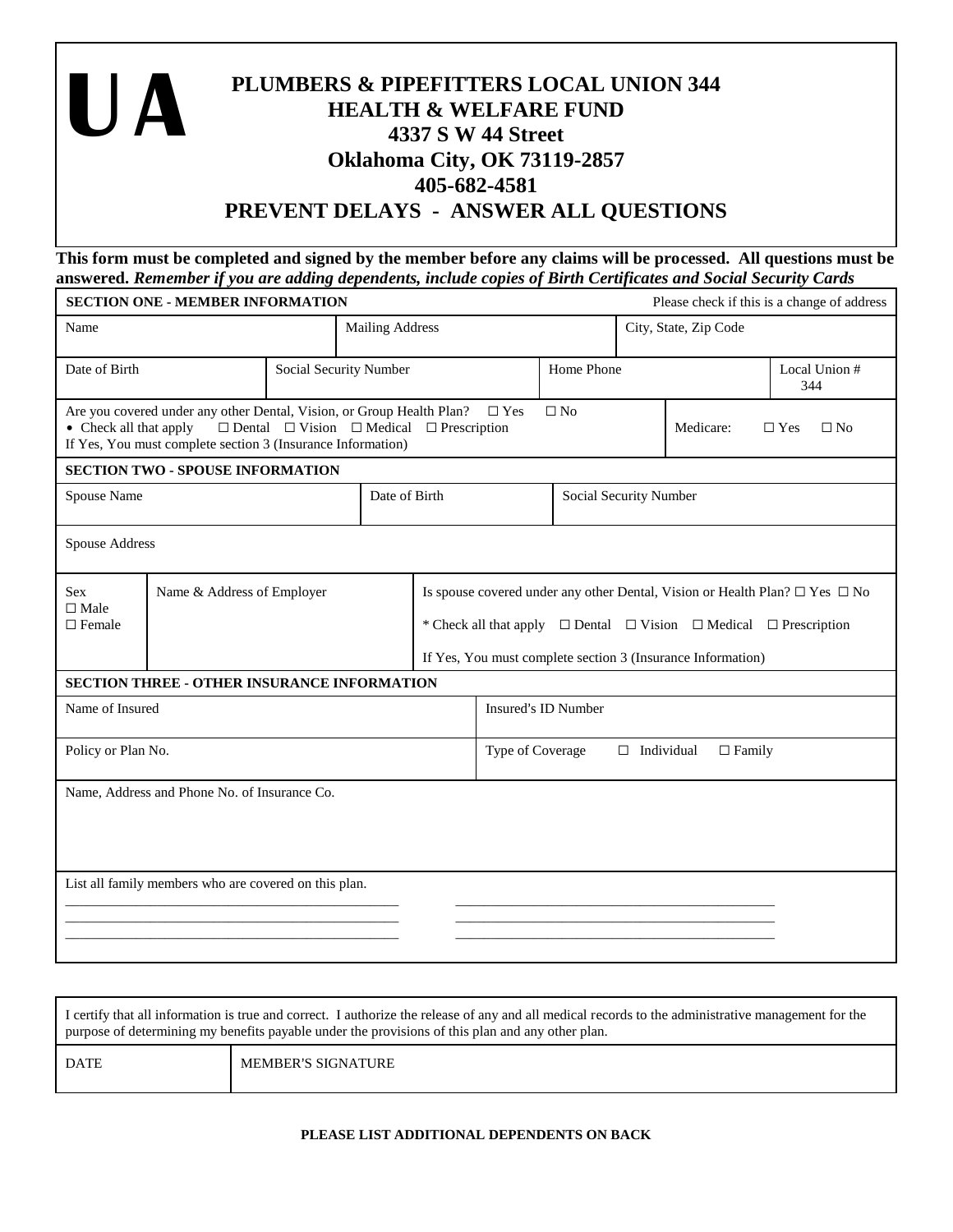# UA

## PLUMBERS & PIPEFITTERS LOCAL UNION 344
## HEALTH & WELFARE FUND
### 4337 S W 44 Street
### Oklahoma City, OK 73119-2857
### 405-682-4581
## PREVENT DELAYS - ANSWER ALL QUESTIONS

**This form must be completed and signed by the member before any claims will be processed. All questions must be answered.** ***Remember if you are adding dependents, include copies of Birth Certificates and Social Security Cards***

| **SECTION ONE - MEMBER INFORMATION** | | | Please check if this is a change of address |
|---|---|---|---|
| Name | Mailing Address | City, State, Zip Code | |
| Date of Birth | Social Security Number | Home Phone | Local Union # 344 |
| Are you covered under any other Dental, Vision, or Group Health Plan? ☐ Yes ☐ No<br>• Check all that apply ☐ Dental ☐ Vision ☐ Medical ☐ Prescription<br>If Yes, You must complete section 3 (Insurance Information) | | Medicare: ☐ Yes ☐ No | |

| **SECTION TWO - SPOUSE INFORMATION** | | |
|---|---|---|
| Spouse Name | Date of Birth | Social Security Number |
| Spouse Address | | |
| Sex<br>☐ Male<br>☐ Female | Name & Address of Employer | Is spouse covered under any other Dental, Vision or Health Plan? ☐ Yes ☐ No<br>* Check all that apply ☐ Dental ☐ Vision ☐ Medical ☐ Prescription<br>If Yes, You must complete section 3 (Insurance Information) |

| **SECTION THREE - OTHER INSURANCE INFORMATION** | |
|---|---|
| Name of Insured | Insured's ID Number |
| Policy or Plan No. | Type of Coverage ☐ Individual ☐ Family |
| Name, Address and Phone No. of Insurance Co. | |
| List all family members who are covered on this plan.<br>\_\_\_\_\_\_\_\_\_\_\_\_\_\_\_\_\_\_\_\_\_\_\_\_\_\_\_\_\_\_<br>\_\_\_\_\_\_\_\_\_\_\_\_\_\_\_\_\_\_\_\_\_\_\_\_\_\_\_\_\_\_<br>\_\_\_\_\_\_\_\_\_\_\_\_\_\_\_\_\_\_\_\_\_\_\_\_\_\_\_\_\_\_ | \_\_\_\_\_\_\_\_\_\_\_\_\_\_\_\_\_\_\_\_\_\_\_\_\_\_\_\_\_\_<br>\_\_\_\_\_\_\_\_\_\_\_\_\_\_\_\_\_\_\_\_\_\_\_\_\_\_\_\_\_\_<br>\_\_\_\_\_\_\_\_\_\_\_\_\_\_\_\_\_\_\_\_\_\_\_\_\_\_\_\_\_\_ |

| I certify that all information is true and correct. I authorize the release of any and all medical records to the administrative management for the purpose of determining my benefits payable under the provisions of this plan and any other plan. | |
|---|---|
| DATE | MEMBER'S SIGNATURE |

**PLEASE LIST ADDITIONAL DEPENDENTS ON BACK**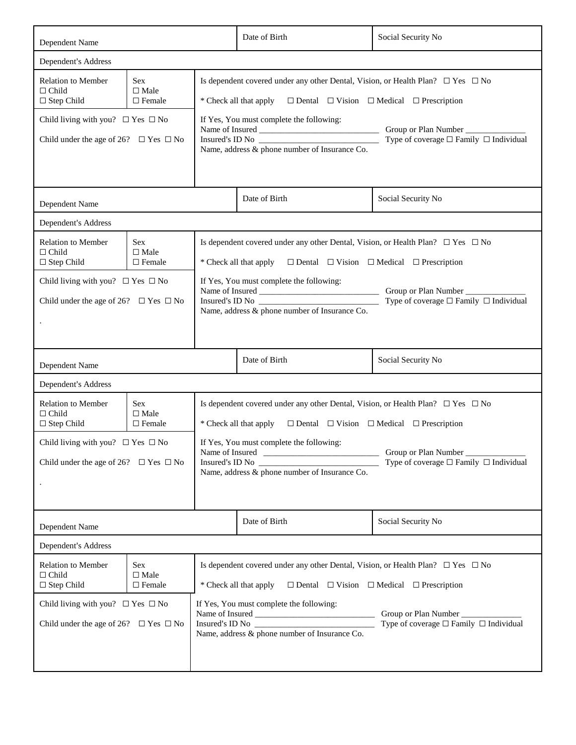| Dependent Name | | Date of Birth | Social Security No |
|---|---|---|---|
| Dependent's Address | | | |
| Relation to Member<br>☐ Child<br>☐ Step Child | Sex<br>☐ Male<br>☐ Female | Is dependent covered under any other Dental, Vision, or Health Plan? ☐ Yes ☐ No<br><br>* Check all that apply ☐ Dental ☐ Vision ☐ Medical ☐ Prescription | |
| Child living with you? ☐ Yes ☐ No<br><br>Child under the age of 26? ☐ Yes ☐ No | | If Yes, You must complete the following:<br>Name of Insured ____________________________ Group or Plan Number ______________<br>Insured's ID No ____________________________ Type of coverage ☐ Family ☐ Individual<br>Name, address & phone number of Insurance Co. | |

| Dependent Name | | Date of Birth | Social Security No |
|---|---|---|---|
| Dependent's Address | | | |
| Relation to Member<br>☐ Child<br>☐ Step Child | Sex<br>☐ Male<br>☐ Female | Is dependent covered under any other Dental, Vision, or Health Plan? ☐ Yes ☐ No<br><br>* Check all that apply ☐ Dental ☐ Vision ☐ Medical ☐ Prescription | |
| Child living with you? ☐ Yes ☐ No<br><br>Child under the age of 26? ☐ Yes ☐ No<br><br>. | | If Yes, You must complete the following:<br>Name of Insured ____________________________ Group or Plan Number ______________<br>Insured's ID No ____________________________ Type of coverage ☐ Family ☐ Individual<br>Name, address & phone number of Insurance Co. | |

| Dependent Name | | Date of Birth | Social Security No |
|---|---|---|---|
| Dependent's Address | | | |
| Relation to Member<br>☐ Child<br>☐ Step Child | Sex<br>☐ Male<br>☐ Female | Is dependent covered under any other Dental, Vision, or Health Plan? ☐ Yes ☐ No<br><br>* Check all that apply ☐ Dental ☐ Vision ☐ Medical ☐ Prescription | |
| Child living with you? ☐ Yes ☐ No<br><br>Child under the age of 26? ☐ Yes ☐ No<br><br>. | | If Yes, You must complete the following:<br>Name of Insured ____________________________ Group or Plan Number ______________<br>Insured's ID No ____________________________ Type of coverage ☐ Family ☐ Individual<br>Name, address & phone number of Insurance Co. | |

| Dependent Name | | Date of Birth | Social Security No |
|---|---|---|---|
| Dependent's Address | | | |
| Relation to Member<br>☐ Child<br>☐ Step Child | Sex<br>☐ Male<br>☐ Female | Is dependent covered under any other Dental, Vision, or Health Plan? ☐ Yes ☐ No<br><br>* Check all that apply ☐ Dental ☐ Vision ☐ Medical ☐ Prescription | |
| Child living with you? ☐ Yes ☐ No<br><br>Child under the age of 26? ☐ Yes ☐ No | | If Yes, You must complete the following:<br>Name of Insured ____________________________ Group or Plan Number ______________<br>Insured's ID No ____________________________ Type of coverage ☐ Family ☐ Individual<br>Name, address & phone number of Insurance Co. | |